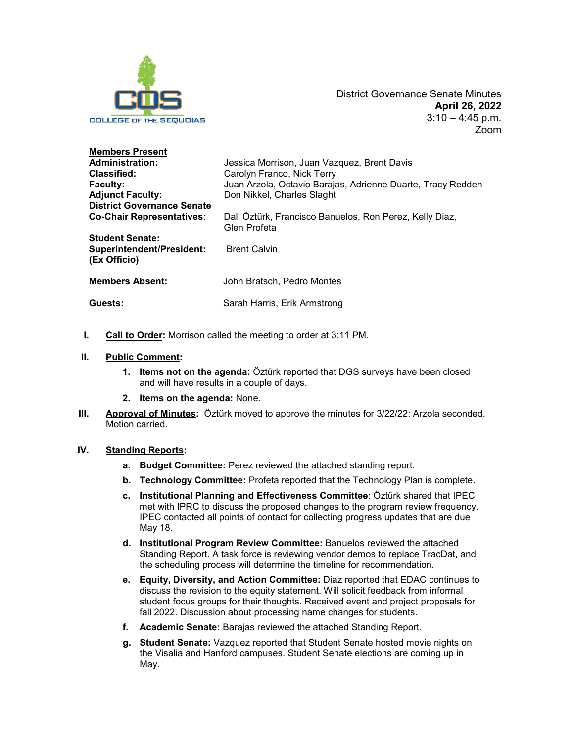COLLEGE OF THE SEQUOIAS

District Governance Senate Minutes
**April 26, 2022**
3:10 – 4:45 p.m.
Zoom

| **Members Present** | |
|---|---|
| **Administration:** | Jessica Morrison, Juan Vazquez, Brent Davis |
| **Classified:** | Carolyn Franco, Nick Terry |
| **Faculty:** | Juan Arzola, Octavio Barajas, Adrienne Duarte, Tracy Redden |
| **Adjunct Faculty:** | Don Nikkel, Charles Slaght |
| **District Governance Senate Co-Chair Representatives:** | Dali Öztürk, Francisco Banuelos, Ron Perez, Kelly Diaz, Glen Profeta |
| **Student Senate:** | |
| **Superintendent/President: (Ex Officio)** | Brent Calvin |
| **Members Absent:** | John Bratsch, Pedro Montes |
| **Guests:** | Sarah Harris, Erik Armstrong |

**I. Call to Order:** Morrison called the meeting to order at 3:11 PM.

**II. Public Comment:**

1. **Items not on the agenda:** Öztürk reported that DGS surveys have been closed and will have results in a couple of days.
2. **Items on the agenda:** None.

**III. Approval of Minutes:** Öztürk moved to approve the minutes for 3/22/22; Arzola seconded. Motion carried.

**IV. Standing Reports:**

a. **Budget Committee:** Perez reviewed the attached standing report.

b. **Technology Committee:** Profeta reported that the Technology Plan is complete.

c. **Institutional Planning and Effectiveness Committee**: Öztürk shared that IPEC met with IPRC to discuss the proposed changes to the program review frequency. IPEC contacted all points of contact for collecting progress updates that are due May 18.

d. **Institutional Program Review Committee:** Banuelos reviewed the attached Standing Report. A task force is reviewing vendor demos to replace TracDat, and the scheduling process will determine the timeline for recommendation.

e. **Equity, Diversity, and Action Committee:** Diaz reported that EDAC continues to discuss the revision to the equity statement. Will solicit feedback from informal student focus groups for their thoughts. Received event and project proposals for fall 2022. Discussion about processing name changes for students.

f. **Academic Senate:** Barajas reviewed the attached Standing Report.

g. **Student Senate:** Vazquez reported that Student Senate hosted movie nights on the Visalia and Hanford campuses. Student Senate elections are coming up in May.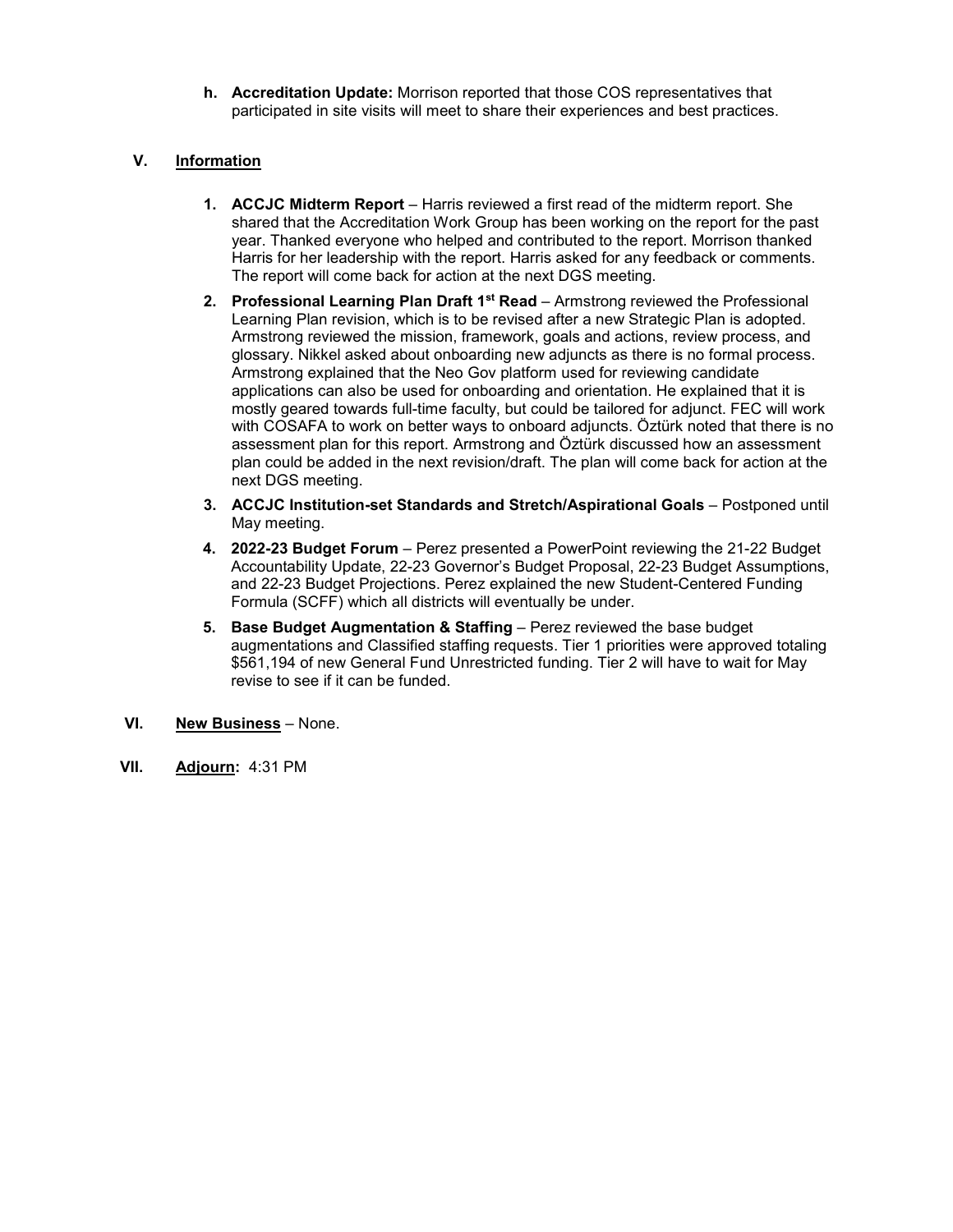h. **Accreditation Update:** Morrison reported that those COS representatives that participated in site visits will meet to share their experiences and best practices.

## V. Information

1. **ACCJC Midterm Report** – Harris reviewed a first read of the midterm report. She shared that the Accreditation Work Group has been working on the report for the past year. Thanked everyone who helped and contributed to the report. Morrison thanked Harris for her leadership with the report. Harris asked for any feedback or comments. The report will come back for action at the next DGS meeting.
2. **Professional Learning Plan Draft 1st Read** – Armstrong reviewed the Professional Learning Plan revision, which is to be revised after a new Strategic Plan is adopted. Armstrong reviewed the mission, framework, goals and actions, review process, and glossary. Nikkel asked about onboarding new adjuncts as there is no formal process. Armstrong explained that the Neo Gov platform used for reviewing candidate applications can also be used for onboarding and orientation. He explained that it is mostly geared towards full-time faculty, but could be tailored for adjunct. FEC will work with COSAFA to work on better ways to onboard adjuncts. Öztürk noted that there is no assessment plan for this report. Armstrong and Öztürk discussed how an assessment plan could be added in the next revision/draft. The plan will come back for action at the next DGS meeting.
3. **ACCJC Institution-set Standards and Stretch/Aspirational Goals** – Postponed until May meeting.
4. **2022-23 Budget Forum** – Perez presented a PowerPoint reviewing the 21-22 Budget Accountability Update, 22-23 Governor's Budget Proposal, 22-23 Budget Assumptions, and 22-23 Budget Projections. Perez explained the new Student-Centered Funding Formula (SCFF) which all districts will eventually be under.
5. **Base Budget Augmentation & Staffing** – Perez reviewed the base budget augmentations and Classified staffing requests. Tier 1 priorities were approved totaling $561,194 of new General Fund Unrestricted funding. Tier 2 will have to wait for May revise to see if it can be funded.

## VI. New Business – None.

## VII. Adjourn: 4:31 PM